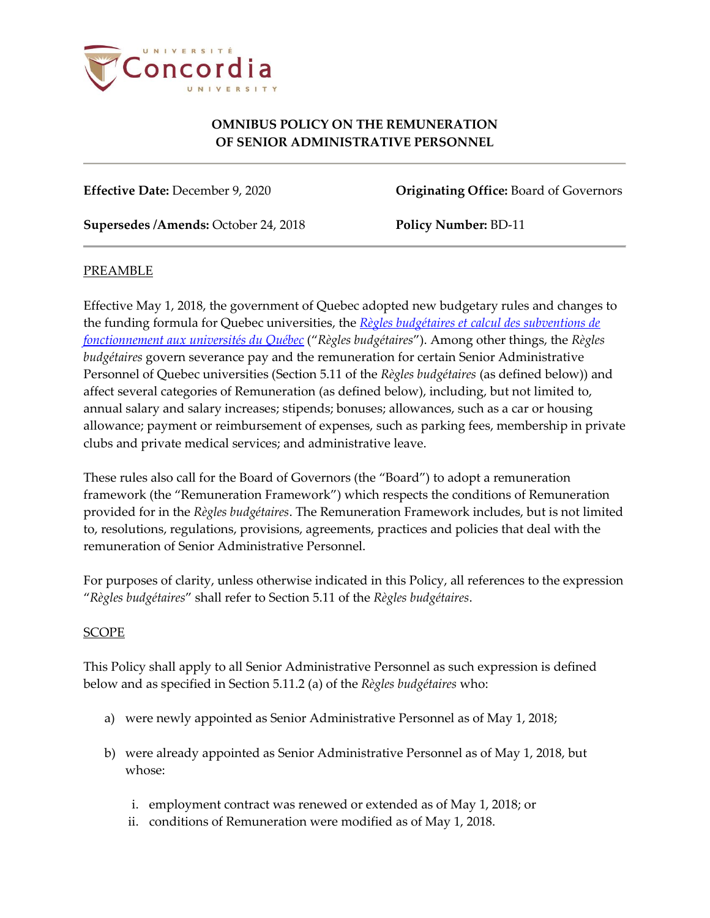# OMNIBUS POLICY ON THE REMUNERATION OF SENIOR ADMINISTRATIVE PERSONNEL

**Effective Date:** December 9, 2020

**Originating Office:** Board of Governors

**Supersedes /Amends:** October 24, 2018

**Policy Number:** BD-11

## PREAMBLE

Effective May 1, 2018, the government of Quebec adopted new budgetary rules and changes to the funding formula for Quebec universities, the *Règles budgétaires et calcul des subventions de fonctionnement aux universités du Québec* ("*Règles budgétaires*"). Among other things, the *Règles budgétaires* govern severance pay and the remuneration for certain Senior Administrative Personnel of Quebec universities (Section 5.11 of the *Règles budgétaires* (as defined below)) and affect several categories of Remuneration (as defined below), including, but not limited to, annual salary and salary increases; stipends; bonuses; allowances, such as a car or housing allowance; payment or reimbursement of expenses, such as parking fees, membership in private clubs and private medical services; and administrative leave.

These rules also call for the Board of Governors (the "Board") to adopt a remuneration framework (the "Remuneration Framework") which respects the conditions of Remuneration provided for in the *Règles budgétaires*. The Remuneration Framework includes, but is not limited to, resolutions, regulations, provisions, agreements, practices and policies that deal with the remuneration of Senior Administrative Personnel.

For purposes of clarity, unless otherwise indicated in this Policy, all references to the expression "*Règles budgétaires*" shall refer to Section 5.11 of the *Règles budgétaires*.

## SCOPE

This Policy shall apply to all Senior Administrative Personnel as such expression is defined below and as specified in Section 5.11.2 (a) of the *Règles budgétaires* who:

a) were newly appointed as Senior Administrative Personnel as of May 1, 2018;

b) were already appointed as Senior Administrative Personnel as of May 1, 2018, but whose:

   i. employment contract was renewed or extended as of May 1, 2018; or
   
   ii. conditions of Remuneration were modified as of May 1, 2018.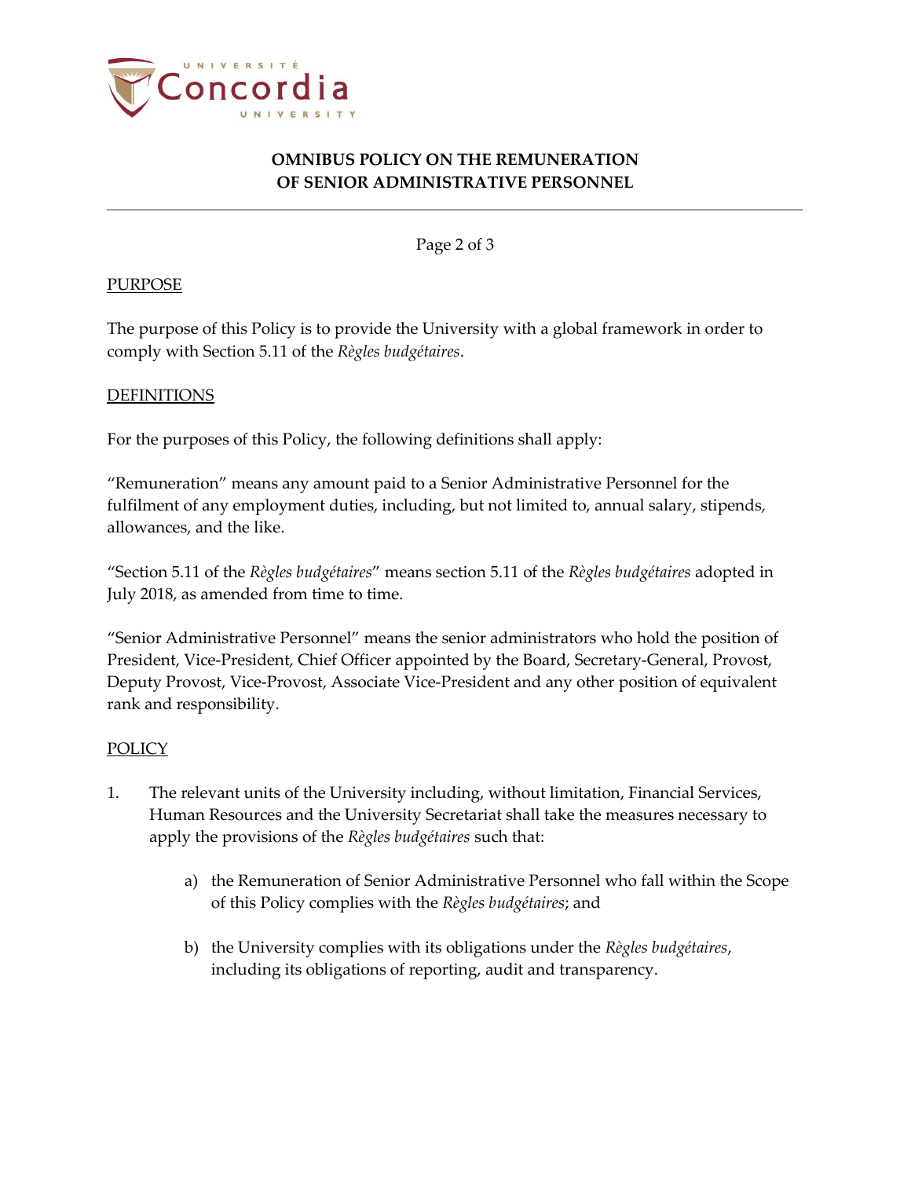## PURPOSE

The purpose of this Policy is to provide the University with a global framework in order to comply with Section 5.11 of the *Règles budgétaires*.

## DEFINITIONS

For the purposes of this Policy, the following definitions shall apply:

"Remuneration" means any amount paid to a Senior Administrative Personnel for the fulfilment of any employment duties, including, but not limited to, annual salary, stipends, allowances, and the like.

"Section 5.11 of the *Règles budgétaires*" means section 5.11 of the *Règles budgétaires* adopted in July 2018, as amended from time to time.

"Senior Administrative Personnel" means the senior administrators who hold the position of President, Vice-President, Chief Officer appointed by the Board, Secretary-General, Provost, Deputy Provost, Vice-Provost, Associate Vice-President and any other position of equivalent rank and responsibility.

## POLICY

1. The relevant units of the University including, without limitation, Financial Services, Human Resources and the University Secretariat shall take the measures necessary to apply the provisions of the *Règles budgétaires* such that:

   a) the Remuneration of Senior Administrative Personnel who fall within the Scope of this Policy complies with the *Règles budgétaires*; and

   b) the University complies with its obligations under the *Règles budgétaires*, including its obligations of reporting, audit and transparency.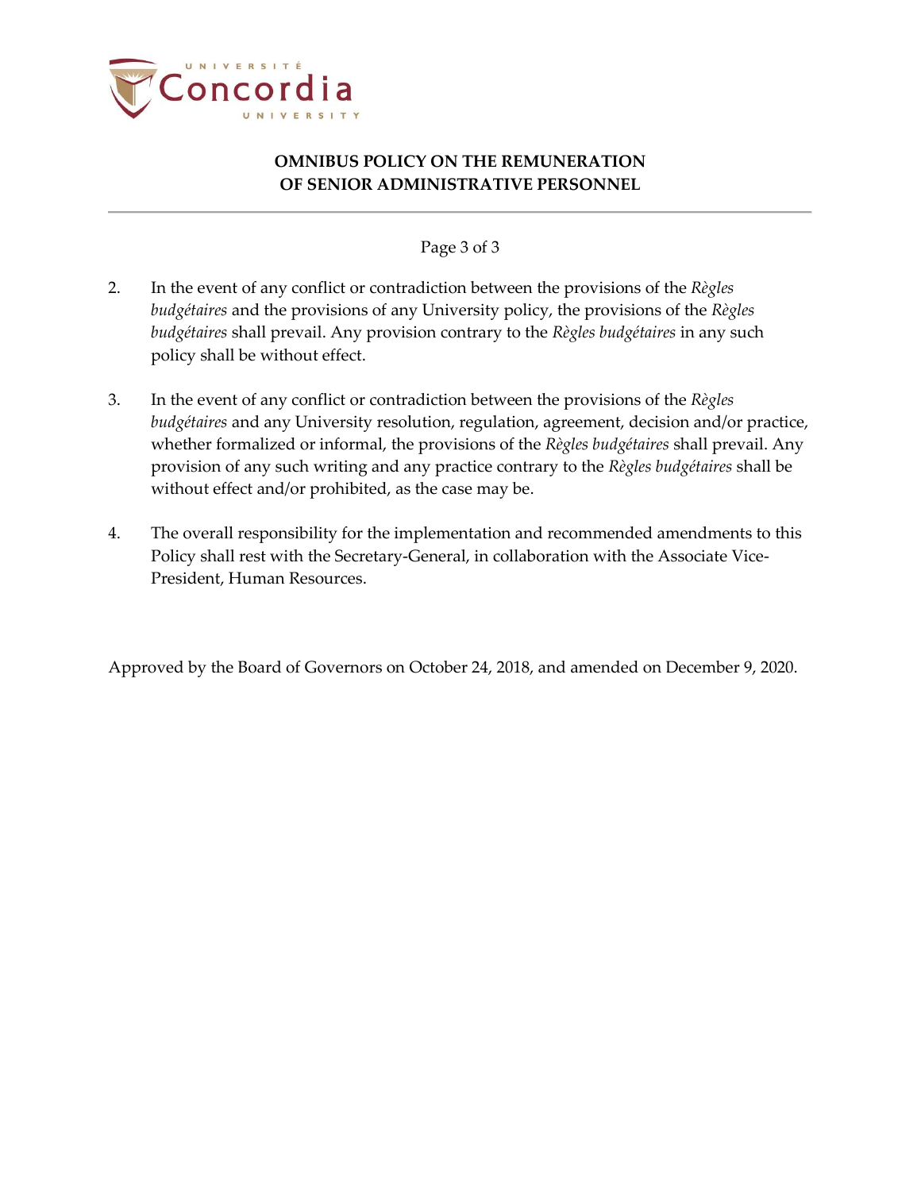2. In the event of any conflict or contradiction between the provisions of the *Règles budgétaires* and the provisions of any University policy, the provisions of the *Règles budgétaires* shall prevail. Any provision contrary to the *Règles budgétaires* in any such policy shall be without effect.

3. In the event of any conflict or contradiction between the provisions of the *Règles budgétaires* and any University resolution, regulation, agreement, decision and/or practice, whether formalized or informal, the provisions of the *Règles budgétaires* shall prevail. Any provision of any such writing and any practice contrary to the *Règles budgétaires* shall be without effect and/or prohibited, as the case may be.

4. The overall responsibility for the implementation and recommended amendments to this Policy shall rest with the Secretary-General, in collaboration with the Associate Vice-President, Human Resources.

Approved by the Board of Governors on October 24, 2018, and amended on December 9, 2020.